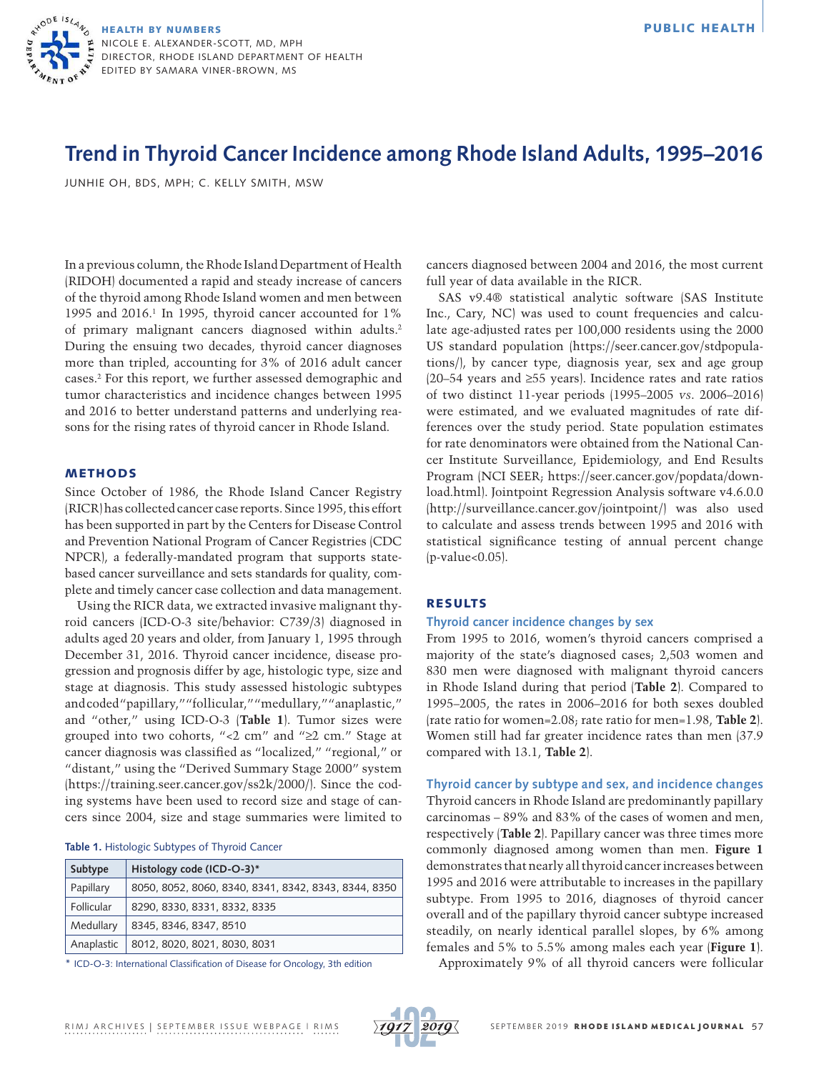HEALTH BY NUMBERS
NICOLE E. ALEXANDER-SCOTT, MD, MPH
DIRECTOR, RHODE ISLAND DEPARTMENT OF HEALTH
EDITED BY SAMARA VINER-BROWN, MS

PUBLIC HEALTH

# Trend in Thyroid Cancer Incidence among Rhode Island Adults, 1995–2016

JUNHIE OH, BDS, MPH; C. KELLY SMITH, MSW

In a previous column, the Rhode Island Department of Health (RIDOH) documented a rapid and steady increase of cancers of the thyroid among Rhode Island women and men between 1995 and 2016.[1] In 1995, thyroid cancer accounted for 1% of primary malignant cancers diagnosed within adults.[2] During the ensuing two decades, thyroid cancer diagnoses more than tripled, accounting for 3% of 2016 adult cancer cases.[2] For this report, we further assessed demographic and tumor characteristics and incidence changes between 1995 and 2016 to better understand patterns and underlying reasons for the rising rates of thyroid cancer in Rhode Island.

## METHODS

Since October of 1986, the Rhode Island Cancer Registry (RICR) has collected cancer case reports. Since 1995, this effort has been supported in part by the Centers for Disease Control and Prevention National Program of Cancer Registries (CDC NPCR), a federally-mandated program that supports state-based cancer surveillance and sets standards for quality, complete and timely cancer case collection and data management.

Using the RICR data, we extracted invasive malignant thyroid cancers (ICD-O-3 site/behavior: C739/3) diagnosed in adults aged 20 years and older, from January 1, 1995 through December 31, 2016. Thyroid cancer incidence, disease progression and prognosis differ by age, histologic type, size and stage at diagnosis. This study assessed histologic subtypes and coded "papillary," "follicular," "medullary," "anaplastic," and "other," using ICD-O-3 (**Table 1**). Tumor sizes were grouped into two cohorts, "<2 cm" and "≥2 cm." Stage at cancer diagnosis was classified as "localized," "regional," or "distant," using the "Derived Summary Stage 2000" system (https://training.seer.cancer.gov/ss2k/2000/). Since the coding systems have been used to record size and stage of cancers since 2004, size and stage summaries were limited to cancers diagnosed between 2004 and 2016, the most current full year of data available in the RICR.

**Table 1.** Histologic Subtypes of Thyroid Cancer

| Subtype | Histology code (ICD-O-3)* |
|---|---|
| Papillary | 8050, 8052, 8060, 8340, 8341, 8342, 8343, 8344, 8350 |
| Follicular | 8290, 8330, 8331, 8332, 8335 |
| Medullary | 8345, 8346, 8347, 8510 |
| Anaplastic | 8012, 8020, 8021, 8030, 8031 |

\* ICD-O-3: International Classification of Disease for Oncology, 3th edition

SAS v9.4® statistical analytic software (SAS Institute Inc., Cary, NC) was used to count frequencies and calculate age-adjusted rates per 100,000 residents using the 2000 US standard population (https://seer.cancer.gov/stdpopulations/), by cancer type, diagnosis year, sex and age group (20–54 years and ≥55 years). Incidence rates and rate ratios of two distinct 11-year periods (1995–2005 *vs*. 2006–2016) were estimated, and we evaluated magnitudes of rate differences over the study period. State population estimates for rate denominators were obtained from the National Cancer Institute Surveillance, Epidemiology, and End Results Program (NCI SEER; https://seer.cancer.gov/popdata/download.html). Jointpoint Regression Analysis software v4.6.0.0 (http://surveillance.cancer.gov/jointpoint/) was also used to calculate and assess trends between 1995 and 2016 with statistical significance testing of annual percent change ($p$-value<0.05).

## RESULTS

### Thyroid cancer incidence changes by sex

From 1995 to 2016, women's thyroid cancers comprised a majority of the state's diagnosed cases; 2,503 women and 830 men were diagnosed with malignant thyroid cancers in Rhode Island during that period (**Table 2**). Compared to 1995–2005, the rates in 2006–2016 for both sexes doubled (rate ratio for women=2.08; rate ratio for men=1.98, **Table 2**). Women still had far greater incidence rates than men (37.9 compared with 13.1, **Table 2**).

### Thyroid cancer by subtype and sex, and incidence changes

Thyroid cancers in Rhode Island are predominantly papillary carcinomas – 89% and 83% of the cases of women and men, respectively (**Table 2**). Papillary cancer was three times more commonly diagnosed among women than men. **Figure 1** demonstrates that nearly all thyroid cancer increases between 1995 and 2016 were attributable to increases in the papillary subtype. From 1995 to 2016, diagnoses of thyroid cancer overall and of the papillary thyroid cancer subtype increased steadily, on nearly identical parallel slopes, by 6% among females and 5% to 5.5% among males each year (**Figure 1**).

Approximately 9% of all thyroid cancers were follicular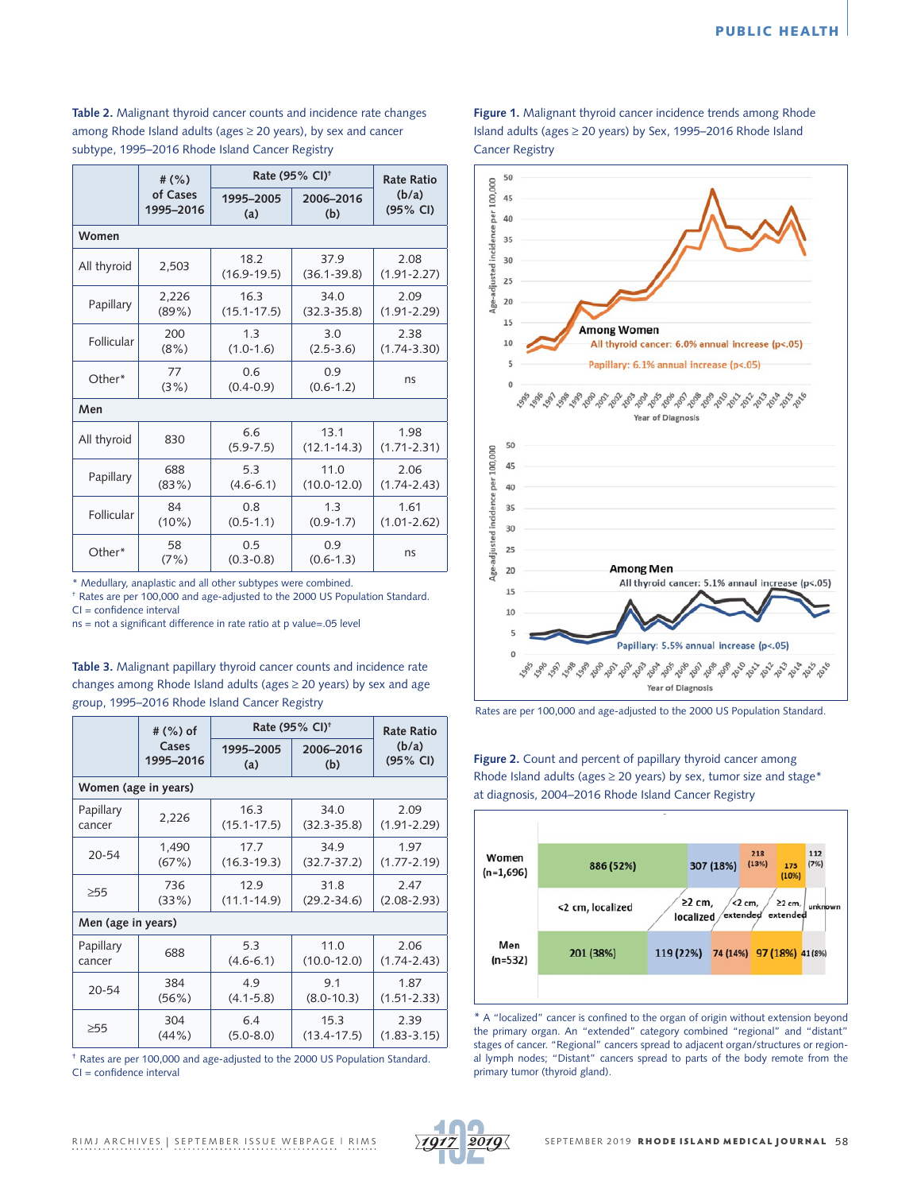**Table 2.** Malignant thyroid cancer counts and incidence rate changes among Rhode Island adults (ages ≥ 20 years), by sex and cancer subtype, 1995–2016 Rhode Island Cancer Registry

| | # (%) of Cases 1995–2016 | Rate (95% CI)† | | Rate Ratio (b/a) (95% CI) |
|---|---|---|---|---|
| | | 1995–2005 (a) | 2006–2016 (b) | |
| **Women** | | | | |
| All thyroid | 2,503 | 18.2 (16.9-19.5) | 37.9 (36.1-39.8) | 2.08 (1.91-2.27) |
| Papillary | 2,226 (89%) | 16.3 (15.1-17.5) | 34.0 (32.3-35.8) | 2.09 (1.91-2.29) |
| Follicular | 200 (8%) | 1.3 (1.0-1.6) | 3.0 (2.5-3.6) | 2.38 (1.74-3.30) |
| Other* | 77 (3%) | 0.6 (0.4-0.9) | 0.9 (0.6-1.2) | ns |
| **Men** | | | | |
| All thyroid | 830 | 6.6 (5.9-7.5) | 13.1 (12.1-14.3) | 1.98 (1.71-2.31) |
| Papillary | 688 (83%) | 5.3 (4.6-6.1) | 11.0 (10.0-12.0) | 2.06 (1.74-2.43) |
| Follicular | 84 (10%) | 0.8 (0.5-1.1) | 1.3 (0.9-1.7) | 1.61 (1.01-2.62) |
| Other* | 58 (7%) | 0.5 (0.3-0.8) | 0.9 (0.6-1.3) | ns |

\* Medullary, anaplastic and all other subtypes were combined.
† Rates are per 100,000 and age-adjusted to the 2000 US Population Standard.
CI = confidence interval
ns = not a significant difference in rate ratio at p value=.05 level

**Table 3.** Malignant papillary thyroid cancer counts and incidence rate changes among Rhode Island adults (ages ≥ 20 years) by sex and age group, 1995–2016 Rhode Island Cancer Registry

| | # (%) of Cases 1995–2016 | Rate (95% CI)† | | Rate Ratio (b/a) (95% CI) |
|---|---|---|---|---|
| | | 1995–2005 (a) | 2006–2016 (b) | |
| **Women (age in years)** | | | | |
| Papillary cancer | 2,226 | 16.3 (15.1-17.5) | 34.0 (32.3-35.8) | 2.09 (1.91-2.29) |
| 20-54 | 1,490 (67%) | 17.7 (16.3-19.3) | 34.9 (32.7-37.2) | 1.97 (1.77-2.19) |
| ≥55 | 736 (33%) | 12.9 (11.1-14.9) | 31.8 (29.2-34.6) | 2.47 (2.08-2.93) |
| **Men (age in years)** | | | | |
| Papillary cancer | 688 | 5.3 (4.6-6.1) | 11.0 (10.0-12.0) | 2.06 (1.74-2.43) |
| 20-54 | 384 (56%) | 4.9 (4.1-5.8) | 9.1 (8.0-10.3) | 1.87 (1.51-2.33) |
| ≥55 | 304 (44%) | 6.4 (5.0-8.0) | 15.3 (13.4-17.5) | 2.39 (1.83-3.15) |

† Rates are per 100,000 and age-adjusted to the 2000 US Population Standard.
CI = confidence interval

**Figure 1.** Malignant thyroid cancer incidence trends among Rhode Island adults (ages ≥ 20 years) by Sex, 1995–2016 Rhode Island Cancer Registry

Rates are per 100,000 and age-adjusted to the 2000 US Population Standard.

**Figure 2.** Count and percent of papillary thyroid cancer among Rhode Island adults (ages ≥ 20 years) by sex, tumor size and stage* at diagnosis, 2004–2016 Rhode Island Cancer Registry

\* A "localized" cancer is confined to the organ of origin without extension beyond the primary organ. An "extended" category combined "regional" and "distant" stages of cancer. "Regional" cancers spread to adjacent organ/structures or regional lymph nodes; "Distant" cancers spread to parts of the body remote from the primary tumor (thyroid gland).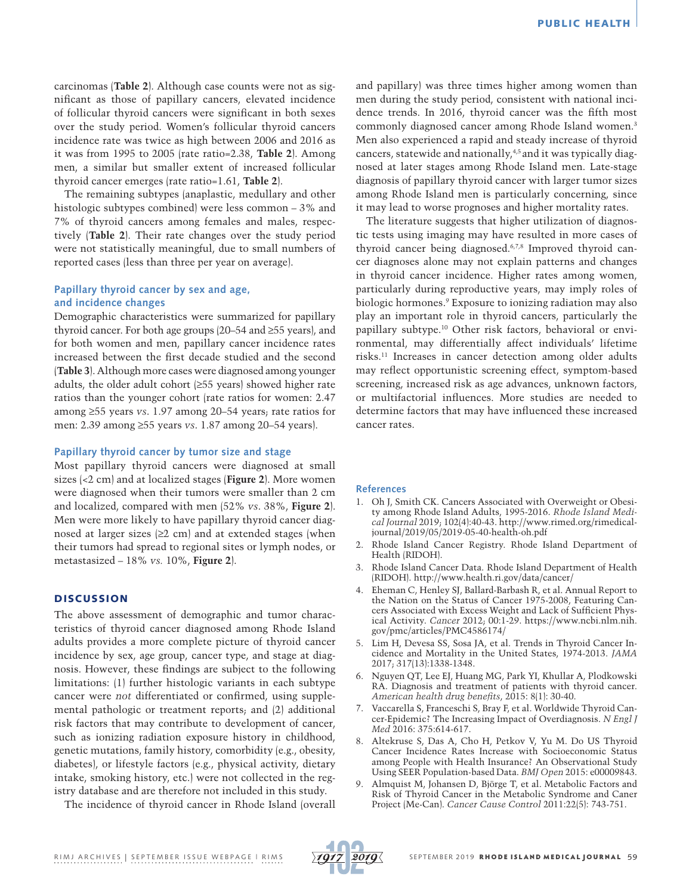carcinomas (**Table 2**). Although case counts were not as significant as those of papillary cancers, elevated incidence of follicular thyroid cancers were significant in both sexes over the study period. Women's follicular thyroid cancers incidence rate was twice as high between 2006 and 2016 as it was from 1995 to 2005 (rate ratio=2.38, **Table 2**). Among men, a similar but smaller extent of increased follicular thyroid cancer emerges (rate ratio=1.61, **Table 2**).

The remaining subtypes (anaplastic, medullary and other histologic subtypes combined) were less common – 3% and 7% of thyroid cancers among females and males, respectively (**Table 2**). Their rate changes over the study period were not statistically meaningful, due to small numbers of reported cases (less than three per year on average).

### Papillary thyroid cancer by sex and age, and incidence changes

Demographic characteristics were summarized for papillary thyroid cancer. For both age groups (20–54 and ≥55 years), and for both women and men, papillary cancer incidence rates increased between the first decade studied and the second (**Table 3**). Although more cases were diagnosed among younger adults, the older adult cohort (≥55 years) showed higher rate ratios than the younger cohort (rate ratios for women: 2.47 among ≥55 years *vs*. 1.97 among 20–54 years; rate ratios for men: 2.39 among ≥55 years *vs*. 1.87 among 20–54 years).

### Papillary thyroid cancer by tumor size and stage

Most papillary thyroid cancers were diagnosed at small sizes (<2 cm) and at localized stages (**Figure 2**). More women were diagnosed when their tumors were smaller than 2 cm and localized, compared with men (52% *vs*. 38%, **Figure 2**). Men were more likely to have papillary thyroid cancer diagnosed at larger sizes (≥2 cm) and at extended stages (when their tumors had spread to regional sites or lymph nodes, or metastasized – 18% *vs.* 10%, **Figure 2**).

## DISCUSSION

The above assessment of demographic and tumor characteristics of thyroid cancer diagnosed among Rhode Island adults provides a more complete picture of thyroid cancer incidence by sex, age group, cancer type, and stage at diagnosis. However, these findings are subject to the following limitations: (1) further histologic variants in each subtype cancer were *not* differentiated or confirmed, using supplemental pathologic or treatment reports; and (2) additional risk factors that may contribute to development of cancer, such as ionizing radiation exposure history in childhood, genetic mutations, family history, comorbidity (e.g., obesity, diabetes), or lifestyle factors (e.g., physical activity, dietary intake, smoking history, etc.) were not collected in the registry database and are therefore not included in this study.

The incidence of thyroid cancer in Rhode Island (overall and papillary) was three times higher among women than men during the study period, consistent with national incidence trends. In 2016, thyroid cancer was the fifth most commonly diagnosed cancer among Rhode Island women.[3] Men also experienced a rapid and steady increase of thyroid cancers, statewide and nationally,[4,5] and it was typically diagnosed at later stages among Rhode Island men. Late-stage diagnosis of papillary thyroid cancer with larger tumor sizes among Rhode Island men is particularly concerning, since it may lead to worse prognoses and higher mortality rates.

The literature suggests that higher utilization of diagnostic tests using imaging may have resulted in more cases of thyroid cancer being diagnosed.[6,7,8] Improved thyroid cancer diagnoses alone may not explain patterns and changes in thyroid cancer incidence. Higher rates among women, particularly during reproductive years, may imply roles of biologic hormones.[9] Exposure to ionizing radiation may also play an important role in thyroid cancers, particularly the papillary subtype.[10] Other risk factors, behavioral or environmental, may differentially affect individuals' lifetime risks.[11] Increases in cancer detection among older adults may reflect opportunistic screening effect, symptom-based screening, increased risk as age advances, unknown factors, or multifactorial influences. More studies are needed to determine factors that may have influenced these increased cancer rates.

### References

1. Oh J, Smith CK. Cancers Associated with Overweight or Obesity among Rhode Island Adults, 1995-2016. *Rhode Island Medical Journal* 2019; 102(4):40-43. http://www.rimed.org/rimedicaljournal/2019/05/2019-05-40-health-oh.pdf
2. Rhode Island Cancer Registry. Rhode Island Department of Health (RIDOH).
3. Rhode Island Cancer Data. Rhode Island Department of Health (RIDOH). http://www.health.ri.gov/data/cancer/
4. Eheman C, Henley SJ, Ballard-Barbash R, et al. Annual Report to the Nation on the Status of Cancer 1975-2008, Featuring Cancers Associated with Excess Weight and Lack of Sufficient Physical Activity. *Cancer* 2012; 00:1-29. https://www.ncbi.nlm.nih.gov/pmc/articles/PMC4586174/
5. Lim H, Devesa SS, Sosa JA, et al. Trends in Thyroid Cancer Incidence and Mortality in the United States, 1974-2013. *JAMA* 2017; 317(13):1338-1348.
6. Nguyen QT, Lee EJ, Huang MG, Park YI, Khullar A, Plodkowski RA. Diagnosis and treatment of patients with thyroid cancer. *American health drug benefits*, 2015: 8(1): 30-40.
7. Vaccarella S, Franceschi S, Bray F, et al. Worldwide Thyroid Cancer-Epidemic? The Increasing Impact of Overdiagnosis. *N Engl J Med* 2016: 375:614-617.
8. Altekruse S, Das A, Cho H, Petkov V, Yu M. Do US Thyroid Cancer Incidence Rates Increase with Socioeconomic Status among People with Health Insurance? An Observational Study Using SEER Population-based Data. *BMJ Open* 2015: e00009843.
9. Almquist M, Johansen D, Björge T, et al. Metabolic Factors and Risk of Thyroid Cancer in the Metabolic Syndrome and Caner Project (Me-Can). *Cancer Cause Control* 2011:22(5): 743-751.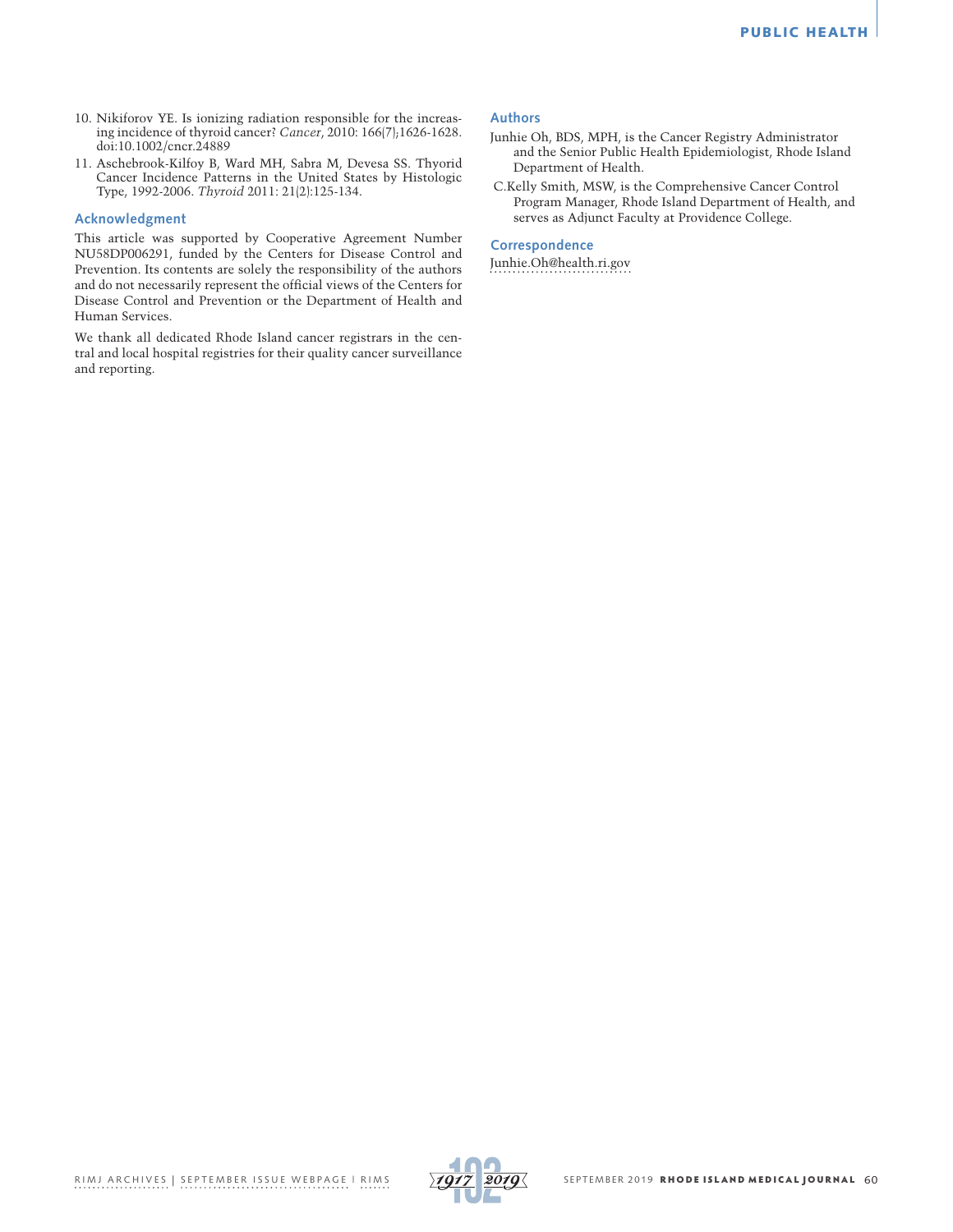10. Nikiforov YE. Is ionizing radiation responsible for the increasing incidence of thyroid cancer? *Cancer*, 2010: 166(7);1626-1628. doi:10.1002/cncr.24889
11. Aschebrook-Kilfoy B, Ward MH, Sabra M, Devesa SS. Thyorid Cancer Incidence Patterns in the United States by Histologic Type, 1992-2006. *Thyroid* 2011: 21(2):125-134.

### Acknowledgment

This article was supported by Cooperative Agreement Number NU58DP006291, funded by the Centers for Disease Control and Prevention. Its contents are solely the responsibility of the authors and do not necessarily represent the official views of the Centers for Disease Control and Prevention or the Department of Health and Human Services.

We thank all dedicated Rhode Island cancer registrars in the central and local hospital registries for their quality cancer surveillance and reporting.

### Authors

Junhie Oh, BDS, MPH, is the Cancer Registry Administrator and the Senior Public Health Epidemiologist, Rhode Island Department of Health.

C.Kelly Smith, MSW, is the Comprehensive Cancer Control Program Manager, Rhode Island Department of Health, and serves as Adjunct Faculty at Providence College.

### Correspondence

Junhie.Oh@health.ri.gov